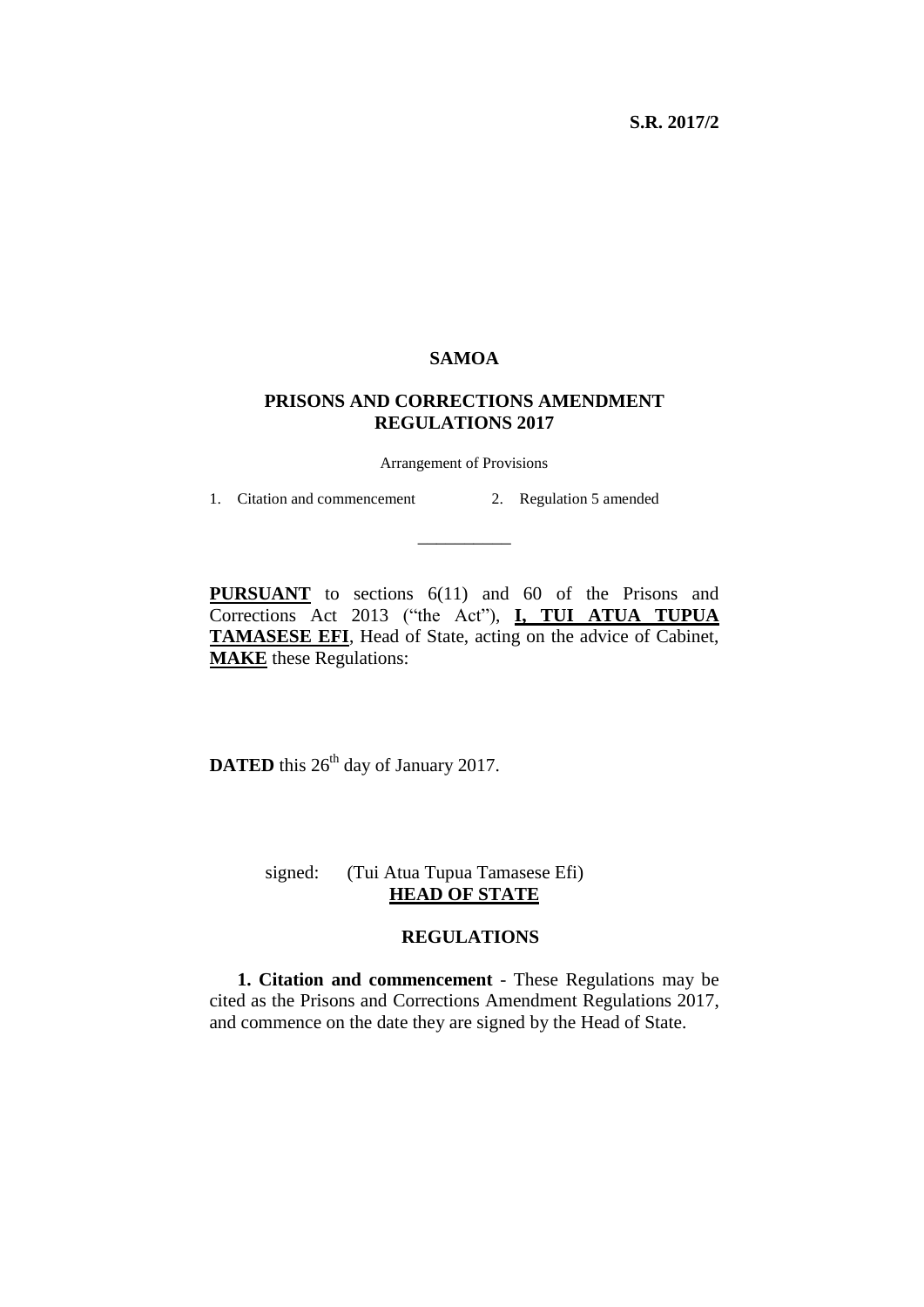**S.R. 2017/2**

# SAMOA

## PRISONS AND CORRECTIONS AMENDMENT REGULATIONS 2017

Arrangement of Provisions

1. Citation and commencement
2. Regulation 5 amended

\_\_\_\_\_\_\_\_\_\_\_

**PURSUANT** to sections 6(11) and 60 of the Prisons and Corrections Act 2013 ("the Act"), **I, TUI ATUA TUPUA TAMASESE EFI**, Head of State, acting on the advice of Cabinet, **MAKE** these Regulations:

**DATED** this 26th day of January 2017.

signed: (Tui Atua Tupua Tamasese Efi)
**HEAD OF STATE**

## REGULATIONS

**1. Citation and commencement** - These Regulations may be cited as the Prisons and Corrections Amendment Regulations 2017, and commence on the date they are signed by the Head of State.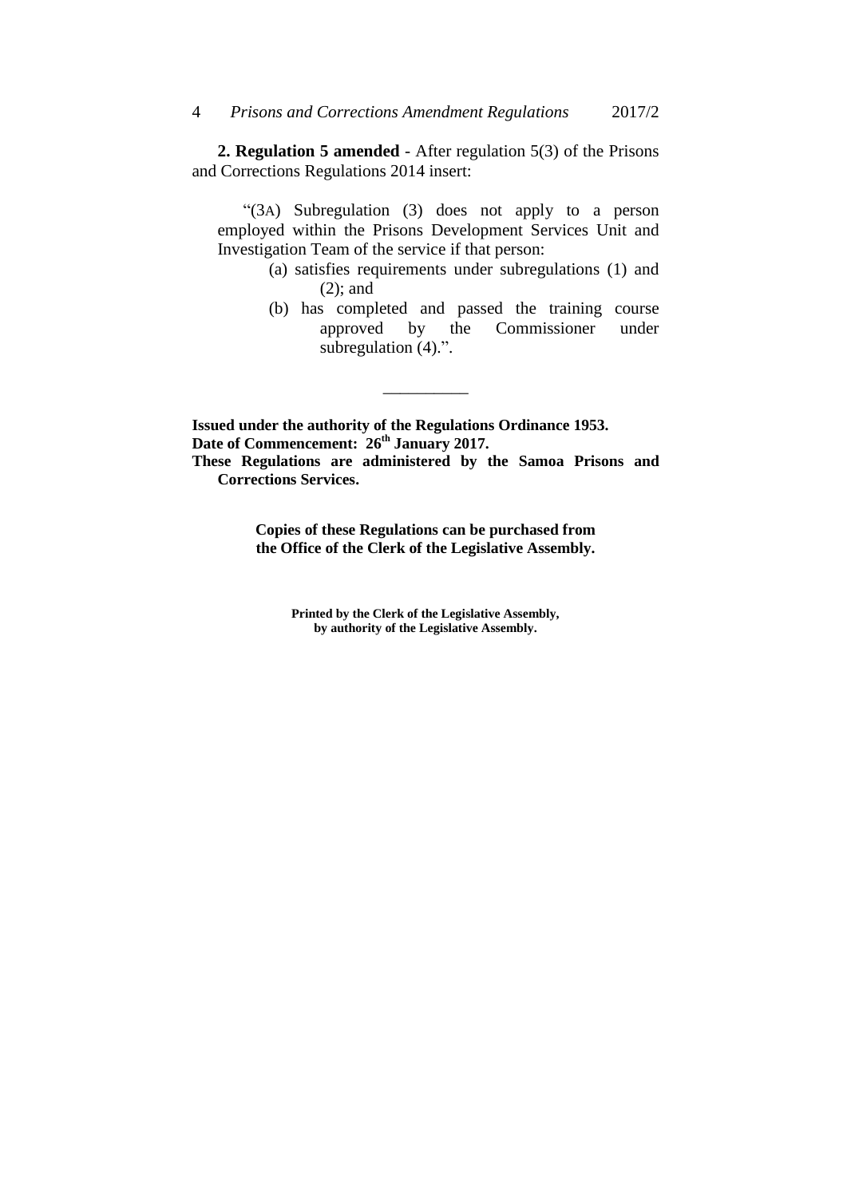**2. Regulation 5 amended** - After regulation 5(3) of the Prisons and Corrections Regulations 2014 insert:

"(3A) Subregulation (3) does not apply to a person employed within the Prisons Development Services Unit and Investigation Team of the service if that person:

(a) satisfies requirements under subregulations (1) and (2); and

(b) has completed and passed the training course approved by the Commissioner under subregulation (4).".

__________

**Issued under the authority of the Regulations Ordinance 1953.**
**Date of Commencement: 26th January 2017.**
**These Regulations are administered by the Samoa Prisons and Corrections Services.**

**Copies of these Regulations can be purchased from the Office of the Clerk of the Legislative Assembly.**

**Printed by the Clerk of the Legislative Assembly, by authority of the Legislative Assembly.**